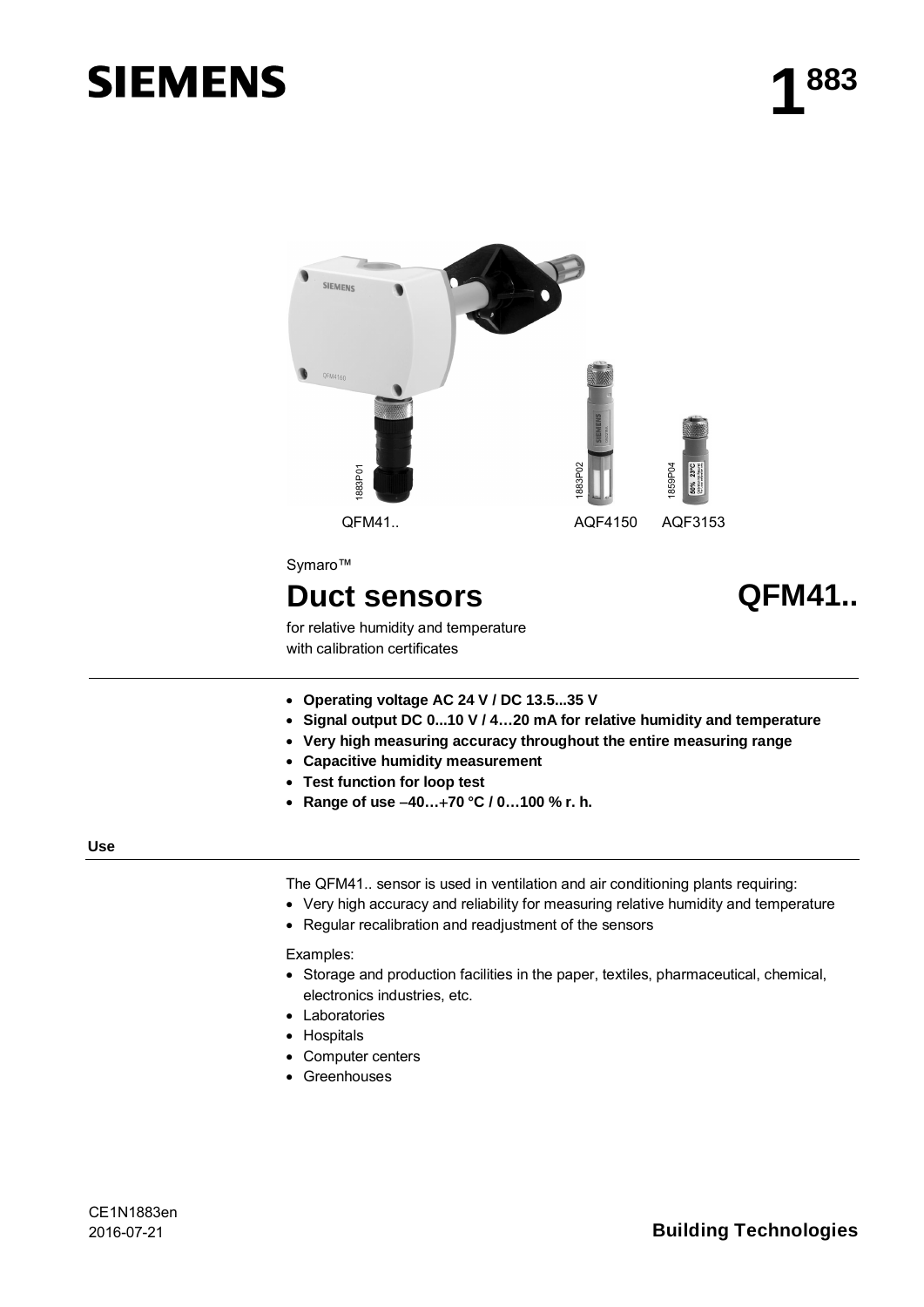**SIEMENS**

**1883**

QFM41..    AQF4150    AQF3153

Symaro™

# Duct sensors

# QFM41..

for relative humidity and temperature
with calibration certificates

- **Operating voltage AC 24 V / DC 13.5...35 V**
- **Signal output DC 0...10 V / 4…20 mA for relative humidity and temperature**
- **Very high measuring accuracy throughout the entire measuring range**
- **Capacitive humidity measurement**
- **Test function for loop test**
- **Range of use –40…+70 °C / 0…100 % r. h.**

## Use

The QFM41.. sensor is used in ventilation and air conditioning plants requiring:

- Very high accuracy and reliability for measuring relative humidity and temperature
- Regular recalibration and readjustment of the sensors

Examples:

- Storage and production facilities in the paper, textiles, pharmaceutical, chemical, electronics industries, etc.
- Laboratories
- Hospitals
- Computer centers
- Greenhouses

CE1N1883en
2016-07-21

**Building Technologies**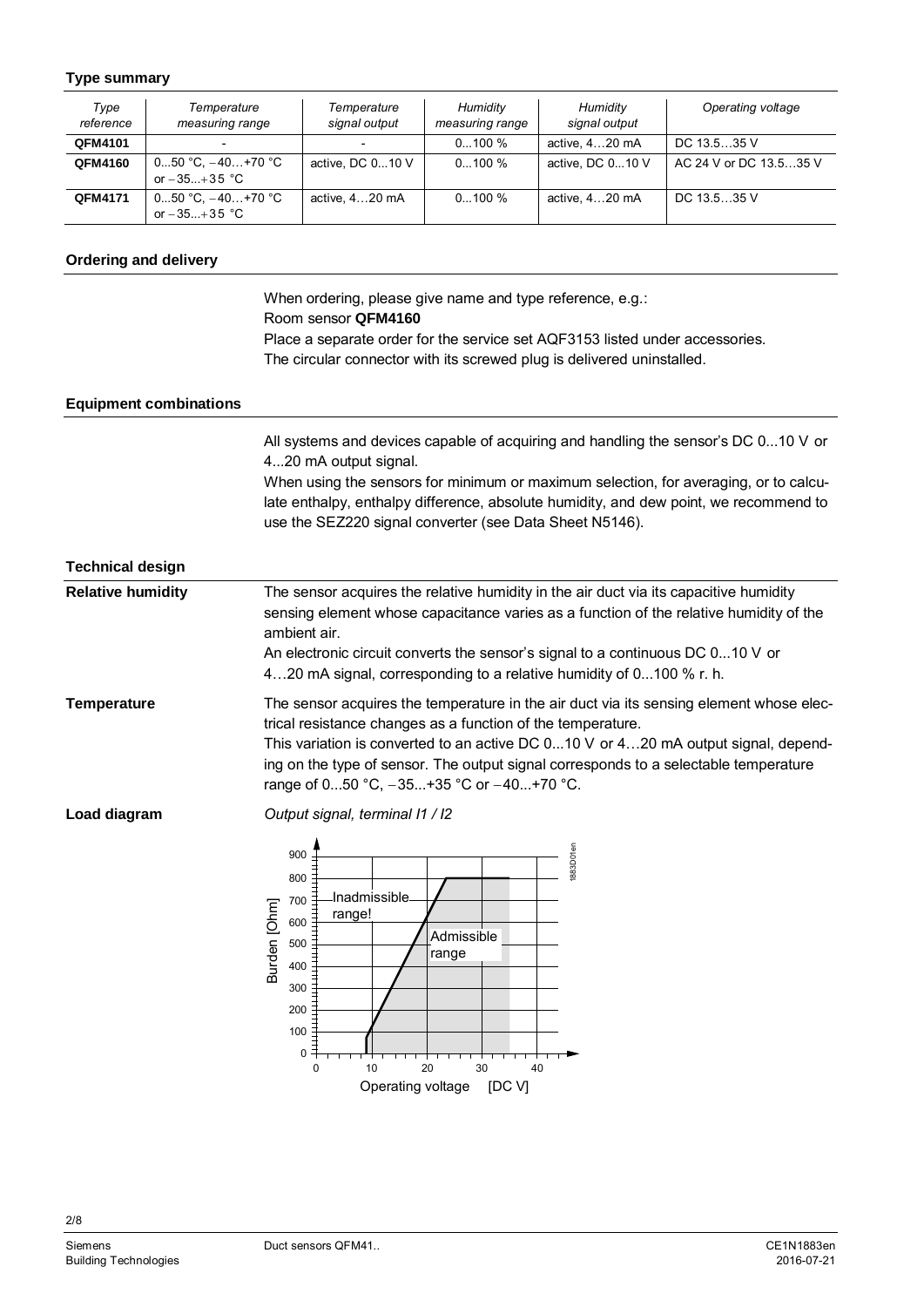## Type summary

| *Type reference* | *Temperature measuring range* | *Temperature signal output* | *Humidity measuring range* | *Humidity signal output* | *Operating voltage* |
|---|---|---|---|---|---|
| **QFM4101** | - | - | 0...100 % | active, 4…20 mA | DC 13.5…35 V |
| **QFM4160** | 0...50 °C, −40…+70 °C or −35...+35 °C | active, DC 0...10 V | 0...100 % | active, DC 0...10 V | AC 24 V or DC 13.5…35 V |
| **QFM4171** | 0...50 °C, −40…+70 °C or −35...+35 °C | active, 4…20 mA | 0...100 % | active, 4…20 mA | DC 13.5…35 V |

## Ordering and delivery

When ordering, please give name and type reference, e.g.:
Room sensor **QFM4160**
Place a separate order for the service set AQF3153 listed under accessories.
The circular connector with its screwed plug is delivered uninstalled.

## Equipment combinations

All systems and devices capable of acquiring and handling the sensor's DC 0...10 V or 4...20 mA output signal.
When using the sensors for minimum or maximum selection, for averaging, or to calculate enthalpy, enthalpy difference, absolute humidity, and dew point, we recommend to use the SEZ220 signal converter (see Data Sheet N5146).

## Technical design

**Relative humidity**

The sensor acquires the relative humidity in the air duct via its capacitive humidity sensing element whose capacitance varies as a function of the relative humidity of the ambient air.
An electronic circuit converts the sensor's signal to a continuous DC 0...10 V or 4…20 mA signal, corresponding to a relative humidity of 0...100 % r. h.

**Temperature**

The sensor acquires the temperature in the air duct via its sensing element whose electrical resistance changes as a function of the temperature.
This variation is converted to an active DC 0...10 V or 4…20 mA output signal, depending on the type of sensor. The output signal corresponds to a selectable temperature range of 0...50 °C, −35...+35 °C or −40...+70 °C.

**Load diagram**

*Output signal, terminal I1 / I2*

Burden [Ohm] (0–900) vs. Operating voltage [DC V] (0–40): Inadmissible range! / Admissible range

1883D01en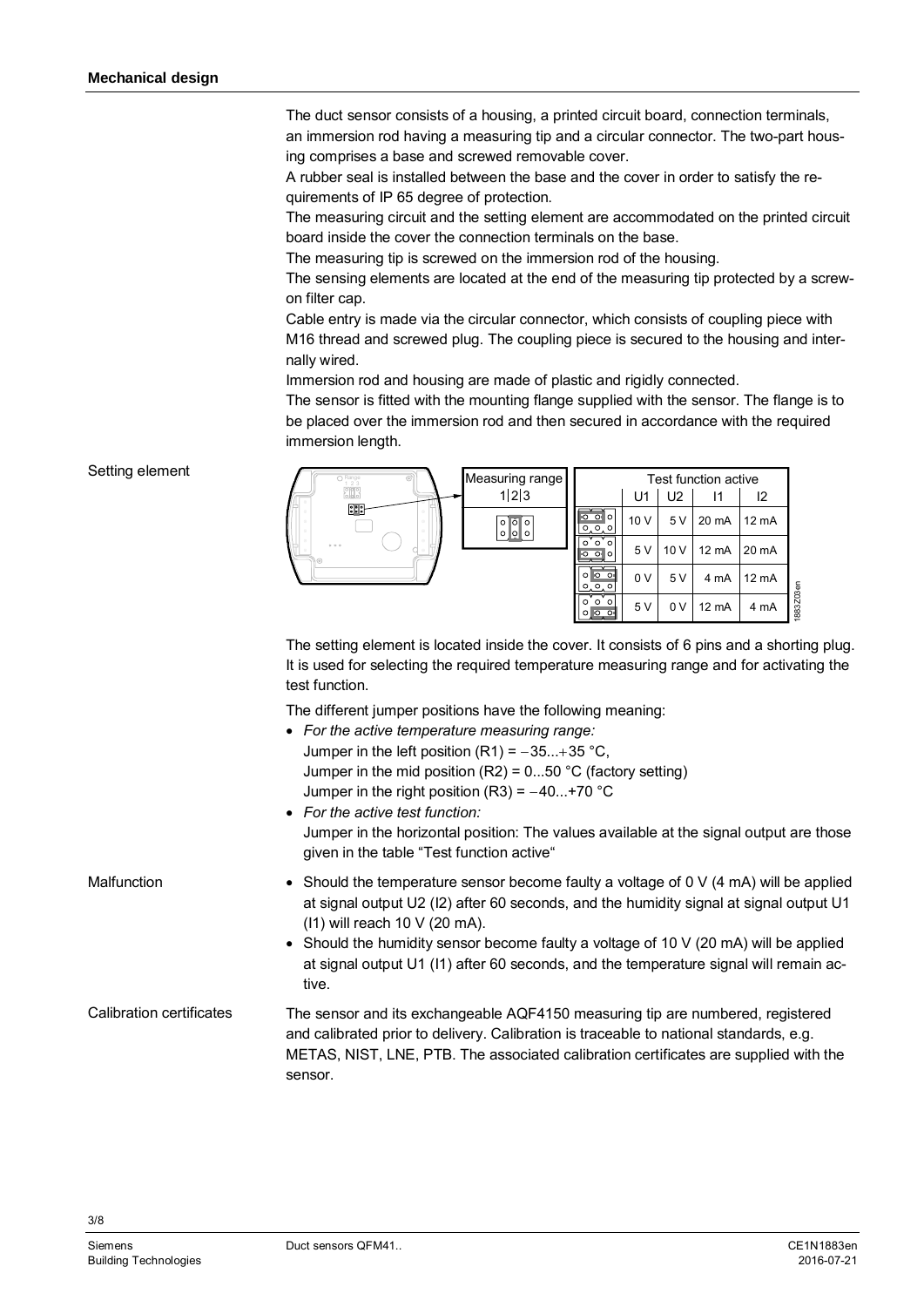## Mechanical design

The duct sensor consists of a housing, a printed circuit board, connection terminals, an immersion rod having a measuring tip and a circular connector. The two-part housing comprises a base and screwed removable cover.

A rubber seal is installed between the base and the cover in order to satisfy the requirements of IP 65 degree of protection.

The measuring circuit and the setting element are accommodated on the printed circuit board inside the cover the connection terminals on the base.

The measuring tip is screwed on the immersion rod of the housing.

The sensing elements are located at the end of the measuring tip protected by a screw-on filter cap.

Cable entry is made via the circular connector, which consists of coupling piece with M16 thread and screwed plug. The coupling piece is secured to the housing and internally wired.

Immersion rod and housing are made of plastic and rigidly connected.

The sensor is fitted with the mounting flange supplied with the sensor. The flange is to be placed over the immersion rod and then secured in accordance with the required immersion length.

### Setting element

Measuring range 1|2|3

| Test function active | U1 | U2 | I1 | I2 |
|---|---|---|---|---|
| | 10 V | 5 V | 20 mA | 12 mA |
| | 5 V | 10 V | 12 mA | 20 mA |
| | 0 V | 5 V | 4 mA | 12 mA |
| | 5 V | 0 V | 12 mA | 4 mA |

The setting element is located inside the cover. It consists of 6 pins and a shorting plug. It is used for selecting the required temperature measuring range and for activating the test function.

The different jumper positions have the following meaning:

- *For the active temperature measuring range:*
  Jumper in the left position (R1) = −35...+35 °C,
  Jumper in the mid position (R2) = 0...50 °C (factory setting)
  Jumper in the right position (R3) = −40...+70 °C
- *For the active test function:*
  Jumper in the horizontal position: The values available at the signal output are those given in the table "Test function active"

### Malfunction

- Should the temperature sensor become faulty a voltage of 0 V (4 mA) will be applied at signal output U2 (I2) after 60 seconds, and the humidity signal at signal output U1 (I1) will reach 10 V (20 mA).
- Should the humidity sensor become faulty a voltage of 10 V (20 mA) will be applied at signal output U1 (I1) after 60 seconds, and the temperature signal will remain active.

### Calibration certificates

The sensor and its exchangeable AQF4150 measuring tip are numbered, registered and calibrated prior to delivery. Calibration is traceable to national standards, e.g. METAS, NIST, LNE, PTB. The associated calibration certificates are supplied with the sensor.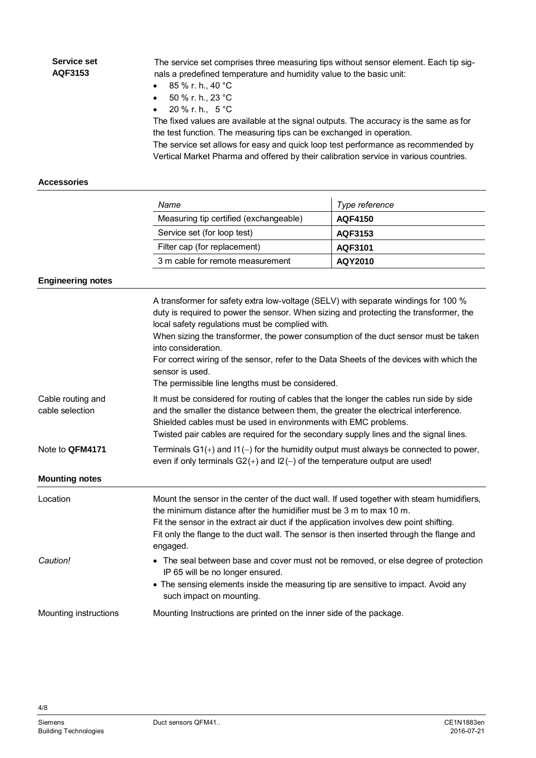**Service set AQF3153**

The service set comprises three measuring tips without sensor element. Each tip signals a predefined temperature and humidity value to the basic unit:

- 85 % r. h., 40 °C
- 50 % r. h., 23 °C
- 20 % r. h., 5 °C

The fixed values are available at the signal outputs. The accuracy is the same as for the test function. The measuring tips can be exchanged in operation.
The service set allows for easy and quick loop test performance as recommended by Vertical Market Pharma and offered by their calibration service in various countries.

## Accessories

| *Name* | *Type reference* |
|---|---|
| Measuring tip certified (exchangeable) | **AQF4150** |
| Service set (for loop test) | **AQF3153** |
| Filter cap (for replacement) | **AQF3101** |
| 3 m cable for remote measurement | **AQY2010** |

## Engineering notes

A transformer for safety extra low-voltage (SELV) with separate windings for 100 % duty is required to power the sensor. When sizing and protecting the transformer, the local safety regulations must be complied with.
When sizing the transformer, the power consumption of the duct sensor must be taken into consideration.
For correct wiring of the sensor, refer to the Data Sheets of the devices with which the sensor is used.
The permissible line lengths must be considered.

**Cable routing and cable selection**

It must be considered for routing of cables that the longer the cables run side by side and the smaller the distance between them, the greater the electrical interference.
Shielded cables must be used in environments with EMC problems.
Twisted pair cables are required for the secondary supply lines and the signal lines.

**Note to QFM4171**

Terminals G1(+) and I1(−) for the humidity output must always be connected to power, even if only terminals G2(+) and I2(−) of the temperature output are used!

## Mounting notes

**Location**

Mount the sensor in the center of the duct wall. If used together with steam humidifiers, the minimum distance after the humidifier must be 3 m to max 10 m.
Fit the sensor in the extract air duct if the application involves dew point shifting.
Fit only the flange to the duct wall. The sensor is then inserted through the flange and engaged.

*Caution!*

- The seal between base and cover must not be removed, or else degree of protection IP 65 will be no longer ensured.
- The sensing elements inside the measuring tip are sensitive to impact. Avoid any such impact on mounting.

**Mounting instructions**

Mounting Instructions are printed on the inner side of the package.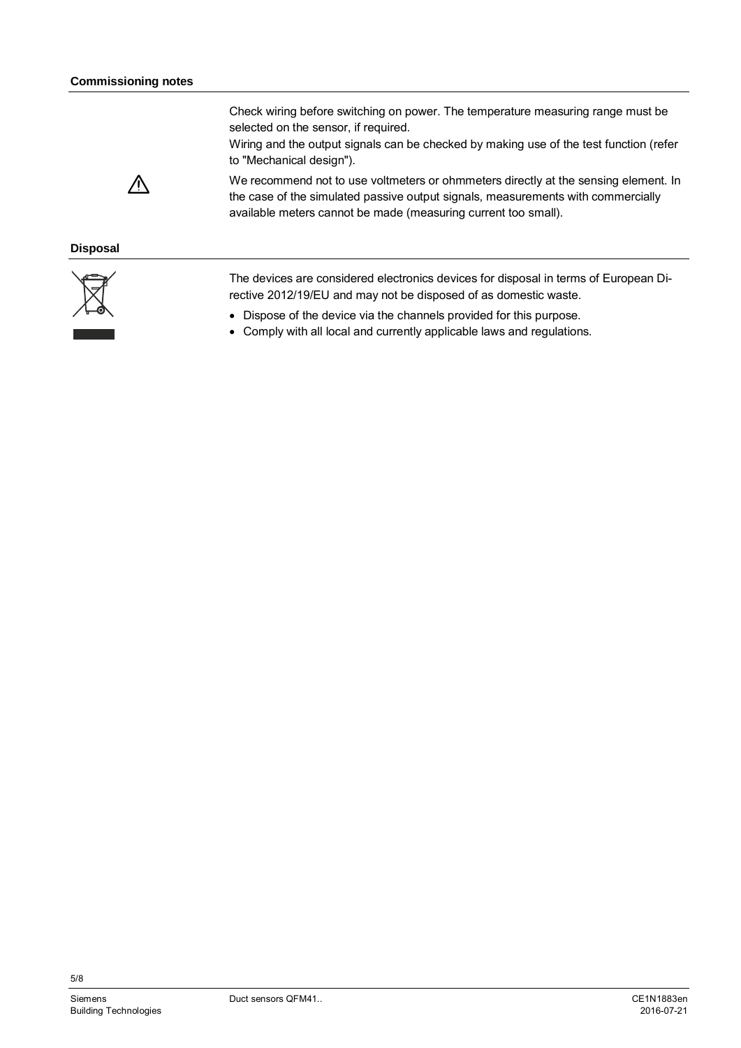### Commissioning notes

Check wiring before switching on power. The temperature measuring range must be selected on the sensor, if required.

Wiring and the output signals can be checked by making use of the test function (refer to "Mechanical design").

⚠ We recommend not to use voltmeters or ohmmeters directly at the sensing element. In the case of the simulated passive output signals, measurements with commercially available meters cannot be made (measuring current too small).

### Disposal

The devices are considered electronics devices for disposal in terms of European Directive 2012/19/EU and may not be disposed of as domestic waste.

- Dispose of the device via the channels provided for this purpose.
- Comply with all local and currently applicable laws and regulations.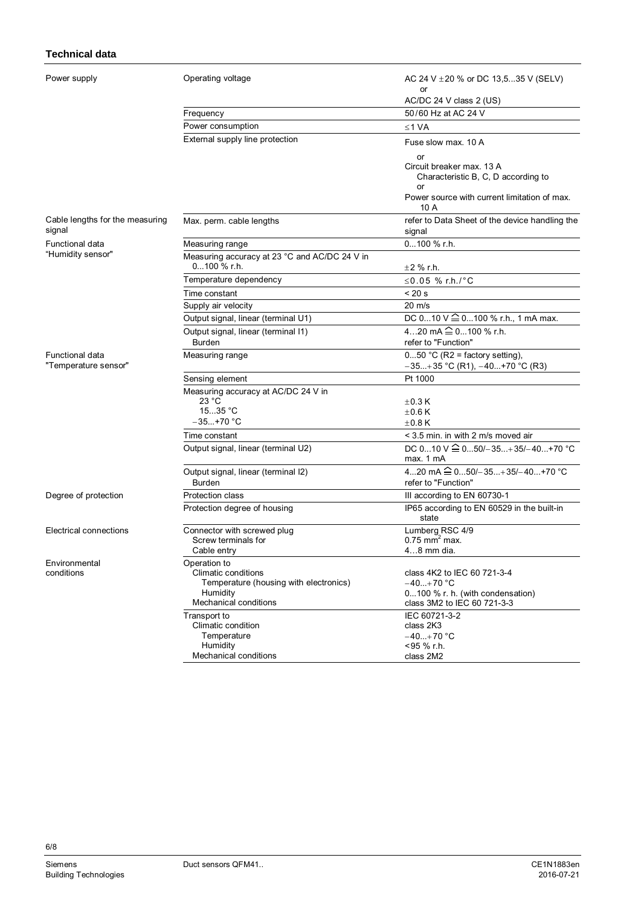## Technical data

| | | |
|---|---|---|
| Power supply | Operating voltage | AC 24 V ±20 % or DC 13,5...35 V (SELV)<br>or<br>AC/DC 24 V class 2 (US) |
| | Frequency | 50/60 Hz at AC 24 V |
| | Power consumption | ≤1 VA |
| | External supply line protection | Fuse slow max. 10 A<br>or<br>Circuit breaker max. 13 A<br>Characteristic B, C, D according to<br>or<br>Power source with current limitation of max. 10 A |
| Cable lengths for the measuring signal | Max. perm. cable lengths | refer to Data Sheet of the device handling the signal |
| Functional data "Humidity sensor" | Measuring range | 0...100 % r.h. |
| | Measuring accuracy at 23 °C and AC/DC 24 V in 0...100 % r.h. | ±2 % r.h. |
| | Temperature dependency | ≤0.05 % r.h./°C |
| | Time constant | < 20 s |
| | Supply air velocity | 20 m/s |
| | Output signal, linear (terminal U1) | DC 0...10 V ≙ 0...100 % r.h., 1 mA max. |
| | Output signal, linear (terminal I1)<br>Burden | 4…20 mA ≙ 0...100 % r.h.<br>refer to "Function" |
| Functional data "Temperature sensor" | Measuring range | 0...50 °C (R2 = factory setting),<br>−35...+35 °C (R1), −40...+70 °C (R3) |
| | Sensing element | Pt 1000 |
| | Measuring accuracy at AC/DC 24 V in<br>23 °C<br>15...35 °C<br>−35...+70 °C | <br>±0.3 K<br>±0.6 K<br>±0.8 K |
| | Time constant | < 3.5 min. in with 2 m/s moved air |
| | Output signal, linear (terminal U2) | DC 0...10 V ≙ 0...50/−35...+35/−40...+70 °C max. 1 mA |
| | Output signal, linear (terminal I2)<br>Burden | 4...20 mA ≙ 0...50/−35...+35/−40...+70 °C<br>refer to "Function" |
| Degree of protection | Protection class | III according to EN 60730-1 |
| | Protection degree of housing | IP65 according to EN 60529 in the built-in state |
| Electrical connections | Connector with screwed plug<br>Screw terminals for<br>Cable entry | Lumberg RSC 4/9<br>0.75 mm² max.<br>4…8 mm dia. |
| Environmental conditions | Operation to<br>Climatic conditions<br>Temperature (housing with electronics)<br>Humidity<br>Mechanical conditions | <br>class 4K2 to IEC 60 721-3-4<br>−40...+70 °C<br>0...100 % r. h. (with condensation)<br>class 3M2 to IEC 60 721-3-3 |
| | Transport to<br>Climatic condition<br>Temperature<br>Humidity<br>Mechanical conditions | IEC 60721-3-2<br>class 2K3<br>−40...+70 °C<br><95 % r.h.<br>class 2M2 |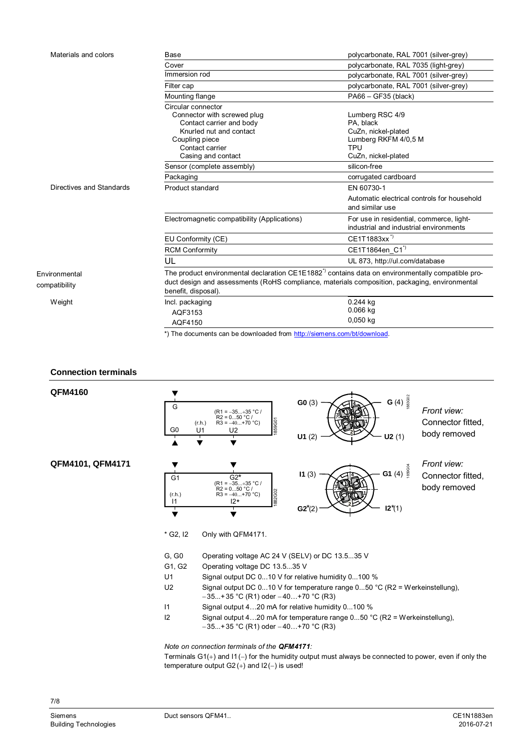| | | |
|---|---|---|
| Materials and colors | Base | polycarbonate, RAL 7001 (silver-grey) |
| | Cover | polycarbonate, RAL 7035 (light-grey) |
| | Immersion rod | polycarbonate, RAL 7001 (silver-grey) |
| | Filter cap | polycarbonate, RAL 7001 (silver-grey) |
| | Mounting flange | PA66 – GF35 (black) |
| | Circular connector<br>Connector with screwed plug<br>Contact carrier and body<br>Knurled nut and contact<br>Coupling piece<br>Contact carrier<br>Casing and contact | <br>Lumberg RSC 4/9<br>PA, black<br>CuZn, nickel-plated<br>Lumberg RKFM 4/0,5 M<br>TPU<br>CuZn, nickel-plated |
| | Sensor (complete assembly) | silicon-free |
| | Packaging | corrugated cardboard |
| Directives and Standards | Product standard | EN 60730-1<br>Automatic electrical controls for household and similar use |
| | Electromagnetic compatibility (Applications) | For use in residential, commerce, light-industrial and industrial environments |
| | EU Conformity (CE) | CE1T1883xx *) |
| | RCM Conformity | CE1T1864en_C1 *) |
| | UL | UL 873, http://ul.com/database |
| Environmental compatibility | The product environmental declaration CE1E1882 *) contains data on environmentally compatible product design and assessments (RoHS compliance, materials composition, packaging, environmental benefit, disposal). | |
| Weight | Incl. packaging<br>AQF3153<br>AQF4150 | 0.244 kg<br>0.066 kg<br>0,050 kg |

*) The documents can be downloaded from http://siemens.com/bt/download.

## Connection terminals

**QFM4160**

G, G0, U1 (r.h.), U2 (R1 = –35...+35 °C / R2 = 0...50 °C / R3 = –40...+70 °C)

**G0** (3), **G** (4), **U1** (2), **U2** (1)

*Front view:* Connector fitted, body removed

**QFM4101, QFM4171**

G1, G2*, I1 (r.h.), I2* (R1 = –35...+35 °C / R2 = 0...50 °C / R3 = –40...+70 °C)

**I1** (3), **G1** (4), **G2*** (2), **I2*** (1)

*Front view:* Connector fitted, body removed

| | |
|---|---|
| * G2, I2 | Only with QFM4171. |
| G, G0 | Operating voltage AC 24 V (SELV) or DC 13.5...35 V |
| G1, G2 | Operating voltage DC 13.5...35 V |
| U1 | Signal output DC 0...10 V for relative humidity 0...100 % |
| U2 | Signal output DC 0...10 V for temperature range 0...50 °C (R2 = Werkeinstellung), −35...+35 °C (R1) oder −40…+70 °C (R3) |
| I1 | Signal output 4…20 mA for relative humidity 0...100 % |
| I2 | Signal output 4…20 mA for temperature range 0...50 °C (R2 = Werkeinstellung), −35...+35 °C (R1) oder −40…+70 °C (R3) |

*Note on connection terminals of the* ***QFM4171****:*

Terminals G1(+) and I1(–) for the humidity output must always be connected to power, even if only the temperature output G2(+) and I2(–) is used!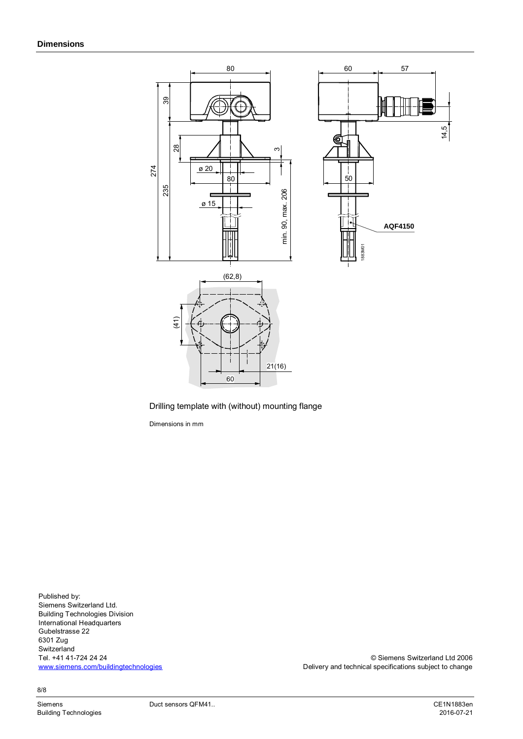## Dimensions

80

60

57

39

274

235

28

3

ø 20

80

50

14,5

ø 15

min. 90, max. 206

AQF4150

1883M01

(62,8)

(41)

21(16)

60

Drilling template with (without) mounting flange

Dimensions in mm

Published by:
Siemens Switzerland Ltd.
Building Technologies Division
International Headquarters
Gubelstrasse 22
6301 Zug
Switzerland
Tel. +41 41-724 24 24
www.siemens.com/buildingtechnologies

© Siemens Switzerland Ltd 2006
Delivery and technical specifications subject to change